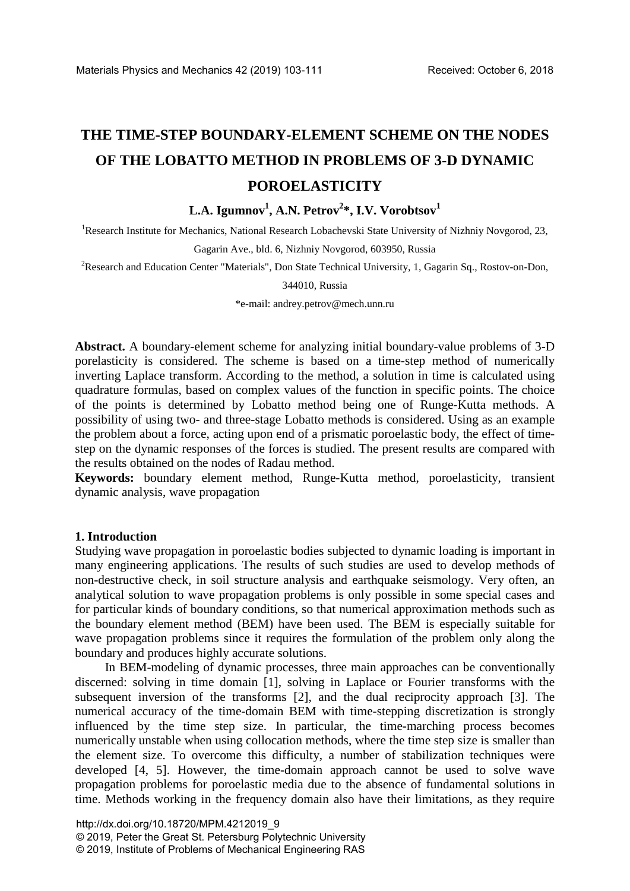# THE TIME-STEP BOUNDARY-ELEMENT SCHEME ON THE NODES OF THE LOBATTO METHOD IN PROBLEMS OF 3-D DYNAMIC POROELASTICITY

**L.A. Igumnov[1], A.N. Petrov[2]*, I.V. Vorobtsov[1]**

[1]Research Institute for Mechanics, National Research Lobachevski State University of Nizhniy Novgorod, 23, Gagarin Ave., bld. 6, Nizhniy Novgorod, 603950, Russia

[2]Research and Education Center "Materials", Don State Technical University, 1, Gagarin Sq., Rostov-on-Don, 344010, Russia

*e-mail: andrey.petrov@mech.unn.ru

**Abstract.** A boundary-element scheme for analyzing initial boundary-value problems of 3-D porelasticity is considered. The scheme is based on a time-step method of numerically inverting Laplace transform. According to the method, a solution in time is calculated using quadrature formulas, based on complex values of the function in specific points. The choice of the points is determined by Lobatto method being one of Runge-Kutta methods. A possibility of using two- and three-stage Lobatto methods is considered. Using as an example the problem about a force, acting upon end of a prismatic poroelastic body, the effect of time-step on the dynamic responses of the forces is studied. The present results are compared with the results obtained on the nodes of Radau method.

**Keywords:** boundary element method, Runge-Kutta method, poroelasticity, transient dynamic analysis, wave propagation

## 1. Introduction

Studying wave propagation in poroelastic bodies subjected to dynamic loading is important in many engineering applications. The results of such studies are used to develop methods of non-destructive check, in soil structure analysis and earthquake seismology. Very often, an analytical solution to wave propagation problems is only possible in some special cases and for particular kinds of boundary conditions, so that numerical approximation methods such as the boundary element method (BEM) have been used. The BEM is especially suitable for wave propagation problems since it requires the formulation of the problem only along the boundary and produces highly accurate solutions.

In BEM-modeling of dynamic processes, three main approaches can be conventionally discerned: solving in time domain [1], solving in Laplace or Fourier transforms with the subsequent inversion of the transforms [2], and the dual reciprocity approach [3]. The numerical accuracy of the time-domain BEM with time-stepping discretization is strongly influenced by the time step size. In particular, the time-marching process becomes numerically unstable when using collocation methods, where the time step size is smaller than the element size. To overcome this difficulty, a number of stabilization techniques were developed [4, 5]. However, the time-domain approach cannot be used to solve wave propagation problems for poroelastic media due to the absence of fundamental solutions in time. Methods working in the frequency domain also have their limitations, as they require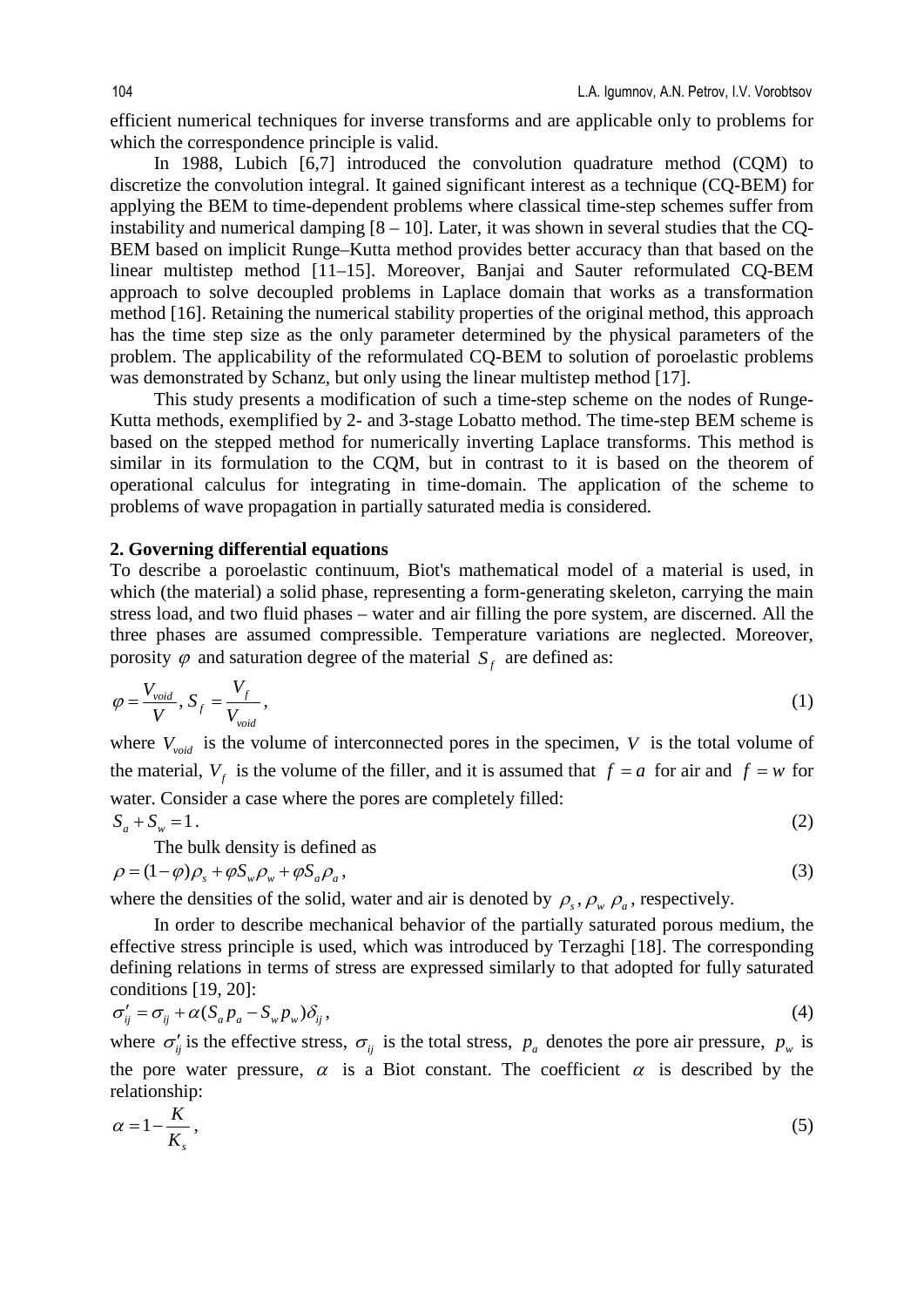efficient numerical techniques for inverse transforms and are applicable only to problems for which the correspondence principle is valid.

In 1988, Lubich [6,7] introduced the convolution quadrature method (CQM) to discretize the convolution integral. It gained significant interest as a technique (CQ-BEM) for applying the BEM to time-dependent problems where classical time-step schemes suffer from instability and numerical damping [8 – 10]. Later, it was shown in several studies that the CQ-BEM based on implicit Runge–Kutta method provides better accuracy than that based on the linear multistep method [11–15]. Moreover, Banjai and Sauter reformulated CQ-BEM approach to solve decoupled problems in Laplace domain that works as a transformation method [16]. Retaining the numerical stability properties of the original method, this approach has the time step size as the only parameter determined by the physical parameters of the problem. The applicability of the reformulated CQ-BEM to solution of poroelastic problems was demonstrated by Schanz, but only using the linear multistep method [17].

This study presents a modification of such a time-step scheme on the nodes of Runge-Kutta methods, exemplified by 2- and 3-stage Lobatto method. The time-step BEM scheme is based on the stepped method for numerically inverting Laplace transforms. This method is similar in its formulation to the CQM, but in contrast to it is based on the theorem of operational calculus for integrating in time-domain. The application of the scheme to problems of wave propagation in partially saturated media is considered.

## 2. Governing differential equations

To describe a poroelastic continuum, Biot's mathematical model of a material is used, in which (the material) a solid phase, representing a form-generating skeleton, carrying the main stress load, and two fluid phases – water and air filling the pore system, are discerned. All the three phases are assumed compressible. Temperature variations are neglected. Moreover, porosity $\varphi$ and saturation degree of the material $S_f$ are defined as:

$$\varphi = \frac{V_{void}}{V},\ S_f = \frac{V_f}{V_{void}}, \tag{1}$$

where $V_{void}$ is the volume of interconnected pores in the specimen, $V$ is the total volume of the material, $V_f$ is the volume of the filler, and it is assumed that $f = a$ for air and $f = w$ for water. Consider a case where the pores are completely filled:

$$S_a + S_w = 1. \tag{2}$$

The bulk density is defined as

$$\rho = (1-\varphi)\rho_s + \varphi S_w \rho_w + \varphi S_a \rho_a, \tag{3}$$

where the densities of the solid, water and air is denoted by $\rho_s, \rho_w\ \rho_a$, respectively.

In order to describe mechanical behavior of the partially saturated porous medium, the effective stress principle is used, which was introduced by Terzaghi [18]. The corresponding defining relations in terms of stress are expressed similarly to that adopted for fully saturated conditions [19, 20]:

$$\sigma'_{ij} = \sigma_{ij} + \alpha(S_a p_a - S_w p_w)\delta_{ij}, \tag{4}$$

where $\sigma'_{ij}$ is the effective stress, $\sigma_{ij}$ is the total stress, $p_a$ denotes the pore air pressure, $p_w$ is the pore water pressure, $\alpha$ is a Biot constant. The coefficient $\alpha$ is described by the relationship:

$$\alpha = 1 - \frac{K}{K_s}, \tag{5}$$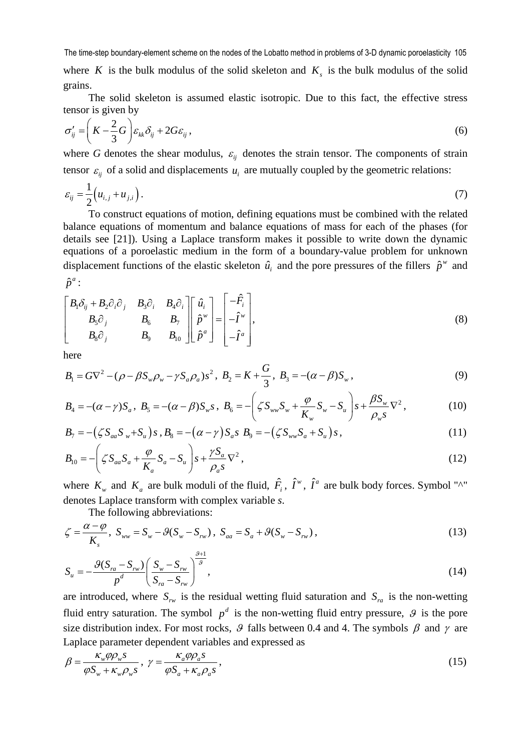where $K$ is the bulk modulus of the solid skeleton and $K_s$ is the bulk modulus of the solid grains.

The solid skeleton is assumed elastic isotropic. Due to this fact, the effective stress tensor is given by

$$\sigma'_{ij} = \left( K - \frac{2}{3}G \right) \varepsilon_{kk}\delta_{ij} + 2G\varepsilon_{ij}, \tag{6}$$

where $G$ denotes the shear modulus, $\varepsilon_{ij}$ denotes the strain tensor. The components of strain tensor $\varepsilon_{ij}$ of a solid and displacements $u_i$ are mutually coupled by the geometric relations:

$$\varepsilon_{ij} = \frac{1}{2}\left( u_{i,j} + u_{j,i} \right). \tag{7}$$

To construct equations of motion, defining equations must be combined with the related balance equations of momentum and balance equations of mass for each of the phases (for details see [21]). Using a Laplace transform makes it possible to write down the dynamic equations of a poroelastic medium in the form of a boundary-value problem for unknown displacement functions of the elastic skeleton $\hat{u}_i$ and the pore pressures of the fillers $\hat{p}^w$ and $\hat{p}^a$:

$$\begin{bmatrix} B_1\delta_{ij} + B_2\partial_i\partial_j & B_3\partial_i & B_4\partial_i \\ B_5\partial_j & B_6 & B_7 \\ B_8\partial_j & B_9 & B_{10} \end{bmatrix} \begin{bmatrix} \hat{u}_i \\ \hat{p}^w \\ \hat{p}^a \end{bmatrix} = \begin{bmatrix} -\hat{F}_i \\ -\hat{I}^w \\ -\hat{I}^a \end{bmatrix}, \tag{8}$$

here

$$B_1 = G\nabla^2 - (\rho - \beta S_w \rho_w - \gamma S_a \rho_a)s^2, \; B_2 = K + \frac{G}{3}, \; B_3 = -(\alpha - \beta)S_w, \tag{9}$$

$$B_4 = -(\alpha - \gamma)S_a, \; B_5 = -(\alpha - \beta)S_w s, \; B_6 = -\left( \zeta S_{ww} S_w + \frac{\varphi}{K_w} S_w - S_u \right) s + \frac{\beta S_w}{\rho_w s}\nabla^2, \tag{10}$$

$$B_7 = -\left( \zeta S_{aa} S_w + S_u \right) s, \; B_8 = -\left( \alpha - \gamma \right) S_a s \;\; B_9 = -\left( \zeta S_{ww} S_a + S_u \right) s, \tag{11}$$

$$B_{10} = -\left( \zeta S_{aa} S_a + \frac{\varphi}{K_a} S_a - S_u \right) s + \frac{\gamma S_a}{\rho_a s}\nabla^2, \tag{12}$$

where $K_w$ and $K_a$ are bulk moduli of the fluid, $\hat{F}_i$, $\hat{I}^w$, $\hat{I}^a$ are bulk body forces. Symbol "^" denotes Laplace transform with complex variable $s$.

The following abbreviations:

$$\zeta = \frac{\alpha - \varphi}{K_s}, \; S_{ww} = S_w - \vartheta(S_w - S_{rw}), \; S_{aa} = S_a + \vartheta(S_w - S_{rw}), \tag{13}$$

$$S_u = -\frac{\vartheta(S_{ra} - S_{rw})}{p^d}\left( \frac{S_w - S_{rw}}{S_{ra} - S_{rw}} \right)^{\frac{\vartheta+1}{\vartheta}}, \tag{14}$$

are introduced, where $S_{rw}$ is the residual wetting fluid saturation and $S_{ra}$ is the non-wetting fluid entry saturation. The symbol $p^d$ is the non-wetting fluid entry pressure, $\vartheta$ is the pore size distribution index. For most rocks, $\vartheta$ falls between 0.4 and 4. The symbols $\beta$ and $\gamma$ are Laplace parameter dependent variables and expressed as

$$\beta = \frac{\kappa_w \varphi \rho_w s}{\varphi S_w + \kappa_w \rho_w s}, \; \gamma = \frac{\kappa_a \varphi \rho_a s}{\varphi S_a + \kappa_a \rho_a s}, \tag{15}$$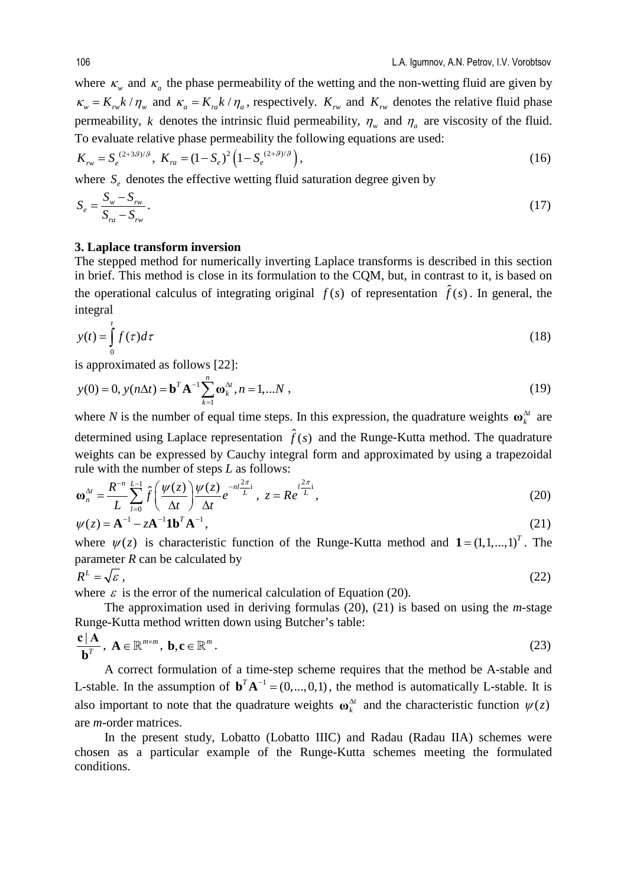where $\kappa_w$ and $\kappa_a$ the phase permeability of the wetting and the non-wetting fluid are given by $\kappa_w = K_{rw}k/\eta_w$ and $\kappa_a = K_{ra}k/\eta_a$, respectively. $K_{rw}$ and $K_{rw}$ denotes the relative fluid phase permeability, $k$ denotes the intrinsic fluid permeability, $\eta_w$ and $\eta_a$ are viscosity of the fluid. To evaluate relative phase permeability the following equations are used:

$$K_{rw} = S_e^{(2+3\vartheta)/\vartheta},\ K_{ra} = (1-S_e)^2\left(1-S_e^{(2+\vartheta)/\vartheta}\right), \tag{16}$$

where $S_e$ denotes the effective wetting fluid saturation degree given by

$$S_e = \frac{S_w - S_{rw}}{S_{ra} - S_{rw}}. \tag{17}$$

### 3. Laplace transform inversion

The stepped method for numerically inverting Laplace transforms is described in this section in brief. This method is close in its formulation to the CQM, but, in contrast to it, is based on the operational calculus of integrating original $f(s)$ of representation $\hat{f}(s)$. In general, the integral

$$y(t) = \int_0^t f(\tau)d\tau \tag{18}$$

is approximated as follows [22]:

$$y(0) = 0, y(n\Delta t) = \mathbf{b}^T\mathbf{A}^{-1}\sum_{k=1}^{n}\boldsymbol{\omega}_k^{\Delta t}, n = 1,...N\ , \tag{19}$$

where *N* is the number of equal time steps. In this expression, the quadrature weights $\boldsymbol{\omega}_k^{\Delta t}$ are determined using Laplace representation $\hat{f}(s)$ and the Runge-Kutta method. The quadrature weights can be expressed by Cauchy integral form and approximated by using a trapezoidal rule with the number of steps *L* as follows:

$$\boldsymbol{\omega}_n^{\Delta t} = \frac{R^{-n}}{L}\sum_{l=0}^{L-1}\hat{f}\left(\frac{\psi(z)}{\Delta t}\right)\frac{\psi(z)}{\Delta t}e^{-nl\frac{2\pi}{L}\mathrm{i}},\ z = Re^{l\frac{2\pi}{L}\mathrm{i}}, \tag{20}$$

$$\psi(z) = \mathbf{A}^{-1} - z\mathbf{A}^{-1}\mathbf{1}\mathbf{b}^T\mathbf{A}^{-1}, \tag{21}$$

where $\psi(z)$ is characteristic function of the Runge-Kutta method and $\mathbf{1} = (1,1,...,1)^T$. The parameter *R* can be calculated by

$$R^L = \sqrt{\varepsilon}\,, \tag{22}$$

where $\varepsilon$ is the error of the numerical calculation of Equation (20).

The approximation used in deriving formulas (20), (21) is based on using the *m*-stage Runge-Kutta method written down using Butcher's table:

$$\frac{\mathbf{c}\,|\,\mathbf{A}}{\mathbf{b}^T},\ \mathbf{A}\in\mathbb{R}^{m\times m},\ \mathbf{b},\mathbf{c}\in\mathbb{R}^m. \tag{23}$$

A correct formulation of a time-step scheme requires that the method be A-stable and L-stable. In the assumption of $\mathbf{b}^T\mathbf{A}^{-1} = (0,...,0,1)$, the method is automatically L-stable. It is also important to note that the quadrature weights $\boldsymbol{\omega}_k^{\Delta t}$ and the characteristic function $\psi(z)$ are *m*-order matrices.

In the present study, Lobatto (Lobatto IIIC) and Radau (Radau IIA) schemes were chosen as a particular example of the Runge-Kutta schemes meeting the formulated conditions.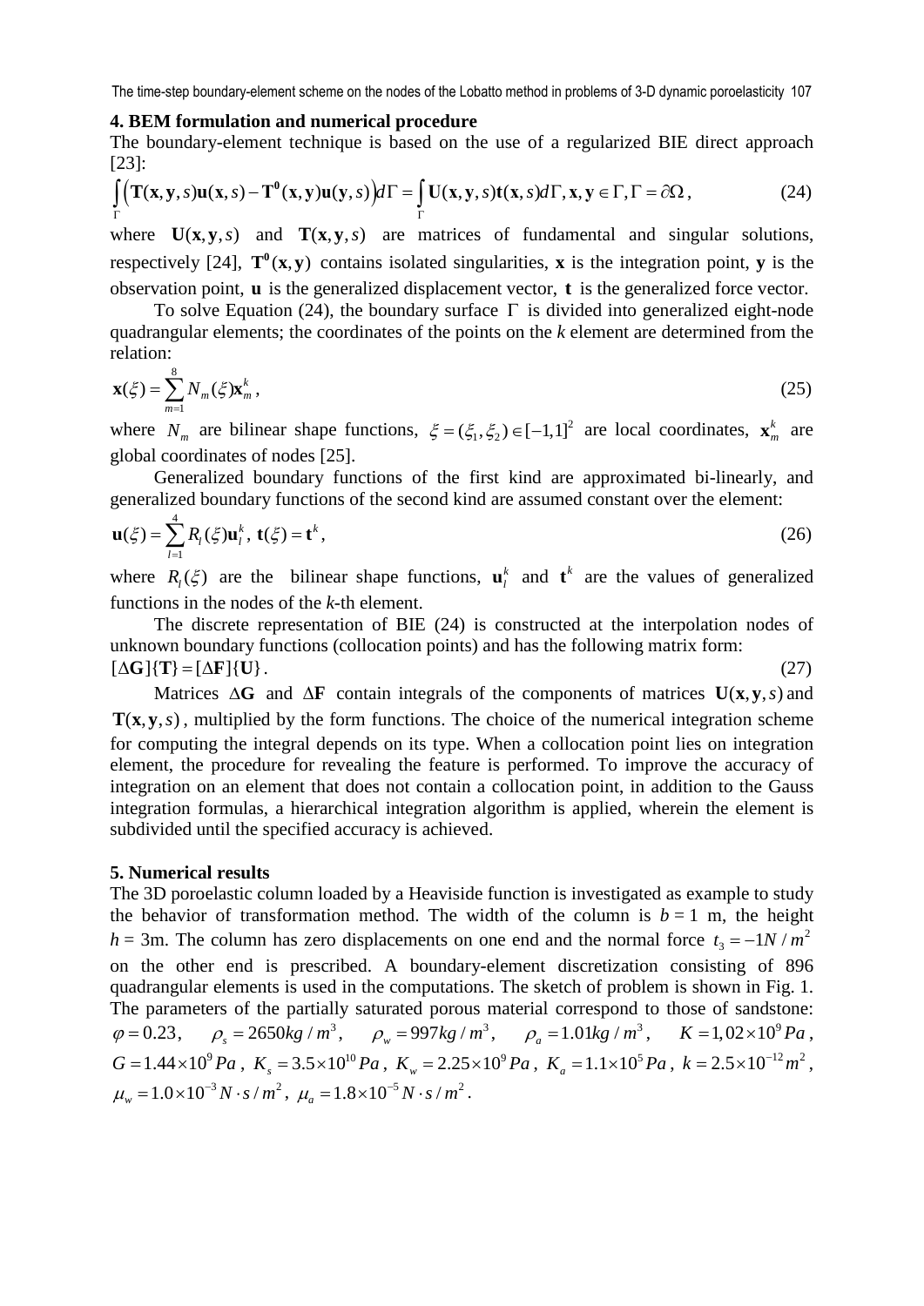## 4. BEM formulation and numerical procedure

The boundary-element technique is based on the use of a regularized BIE direct approach [23]:

$$\int_{\Gamma}\left(\mathbf{T}(\mathbf{x},\mathbf{y},s)\mathbf{u}(\mathbf{x},s)-\mathbf{T}^{\mathbf{0}}(\mathbf{x},\mathbf{y})\mathbf{u}(\mathbf{y},s)\right)d\Gamma=\int_{\Gamma}\mathbf{U}(\mathbf{x},\mathbf{y},s)\mathbf{t}(\mathbf{x},s)d\Gamma,\ \mathbf{x},\mathbf{y}\in\Gamma,\Gamma=\partial\Omega\,, \tag{24}$$

where $\mathbf{U}(\mathbf{x},\mathbf{y},s)$ and $\mathbf{T}(\mathbf{x},\mathbf{y},s)$ are matrices of fundamental and singular solutions, respectively [24], $\mathbf{T}^{\mathbf{0}}(\mathbf{x},\mathbf{y})$ contains isolated singularities, $\mathbf{x}$ is the integration point, $\mathbf{y}$ is the observation point, $\mathbf{u}$ is the generalized displacement vector, $\mathbf{t}$ is the generalized force vector.

To solve Equation (24), the boundary surface $\Gamma$ is divided into generalized eight-node quadrangular elements; the coordinates of the points on the *k* element are determined from the relation:

$$\mathbf{x}(\xi)=\sum_{m=1}^{8}N_m(\xi)\mathbf{x}_m^k\,, \tag{25}$$

where $N_m$ are bilinear shape functions, $\xi=(\xi_1,\xi_2)\in[-1,1]^2$ are local coordinates, $\mathbf{x}_m^k$ are global coordinates of nodes [25].

Generalized boundary functions of the first kind are approximated bi-linearly, and generalized boundary functions of the second kind are assumed constant over the element:

$$\mathbf{u}(\xi)=\sum_{l=1}^{4}R_l(\xi)\mathbf{u}_l^k\,,\ \mathbf{t}(\xi)=\mathbf{t}^k\,, \tag{26}$$

where $R_l(\xi)$ are the bilinear shape functions, $\mathbf{u}_l^k$ and $\mathbf{t}^k$ are the values of generalized functions in the nodes of the *k*-th element.

The discrete representation of BIE (24) is constructed at the interpolation nodes of unknown boundary functions (collocation points) and has the following matrix form:

$$[\Delta\mathbf{G}]\{\mathbf{T}\}=[\Delta\mathbf{F}]\{\mathbf{U}\}\,. \tag{27}$$

Matrices $\Delta\mathbf{G}$ and $\Delta\mathbf{F}$ contain integrals of the components of matrices $\mathbf{U}(\mathbf{x},\mathbf{y},s)$ and $\mathbf{T}(\mathbf{x},\mathbf{y},s)$, multiplied by the form functions. The choice of the numerical integration scheme for computing the integral depends on its type. When a collocation point lies on integration element, the procedure for revealing the feature is performed. To improve the accuracy of integration on an element that does not contain a collocation point, in addition to the Gauss integration formulas, a hierarchical integration algorithm is applied, wherein the element is subdivided until the specified accuracy is achieved.

## 5. Numerical results

The 3D poroelastic column loaded by a Heaviside function is investigated as example to study the behavior of transformation method. The width of the column is $b = 1$ m, the height $h = 3$m. The column has zero displacements on one end and the normal force $t_3=-1N/m^2$ on the other end is prescribed. A boundary-element discretization consisting of 896 quadrangular elements is used in the computations. The sketch of problem is shown in Fig. 1. The parameters of the partially saturated porous material correspond to those of sandstone: $\varphi=0.23$, $\rho_s=2650kg/m^3$, $\rho_w=997kg/m^3$, $\rho_a=1.01kg/m^3$, $K=1{,}02\times10^9Pa$, $G=1.44\times10^9Pa$, $K_s=3.5\times10^{10}Pa$, $K_w=2.25\times10^9Pa$, $K_a=1.1\times10^5Pa$, $k=2.5\times10^{-12}m^2$, $\mu_w=1.0\times10^{-3}N\cdot s/m^2$, $\mu_a=1.8\times10^{-5}N\cdot s/m^2$.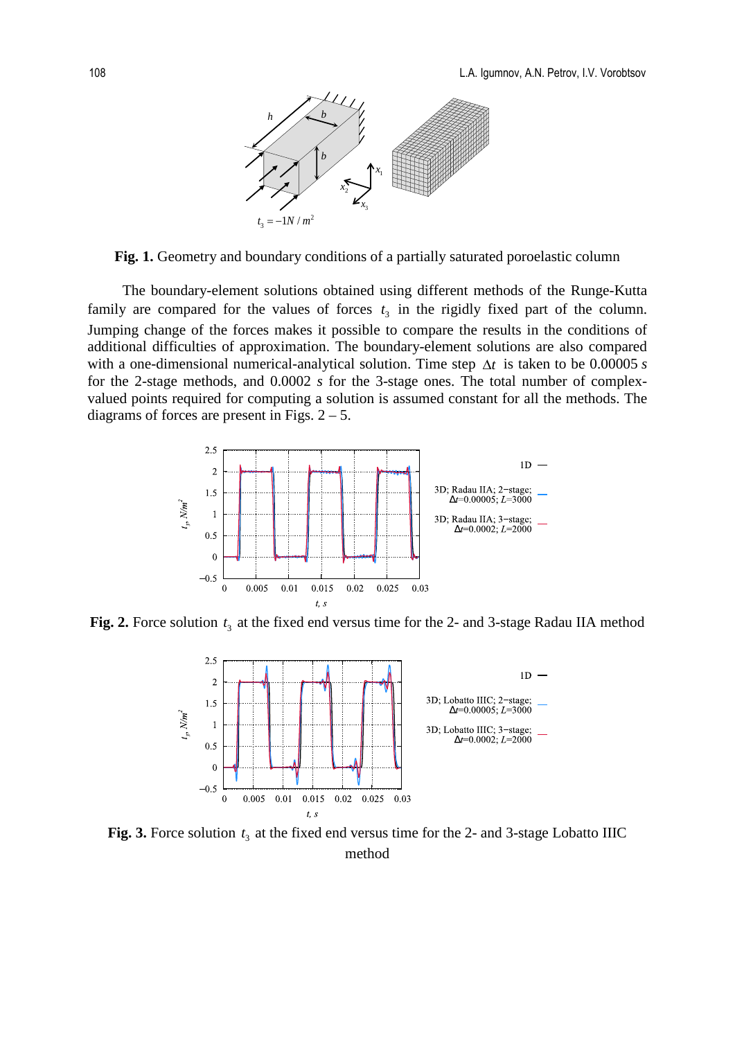**Fig. 1.** Geometry and boundary conditions of a partially saturated poroelastic column

The boundary-element solutions obtained using different methods of the Runge-Kutta family are compared for the values of forces $t_3$ in the rigidly fixed part of the column. Jumping change of the forces makes it possible to compare the results in the conditions of additional difficulties of approximation. The boundary-element solutions are also compared with a one-dimensional numerical-analytical solution. Time step $\Delta t$ is taken to be 0.00005 *s* for the 2-stage methods, and 0.0002 *s* for the 3-stage ones. The total number of complex-valued points required for computing a solution is assumed constant for all the methods. The diagrams of forces are present in Figs. 2 – 5.

**Fig. 2.** Force solution $t_3$ at the fixed end versus time for the 2- and 3-stage Radau IIA method

**Fig. 3.** Force solution $t_3$ at the fixed end versus time for the 2- and 3-stage Lobatto IIIC method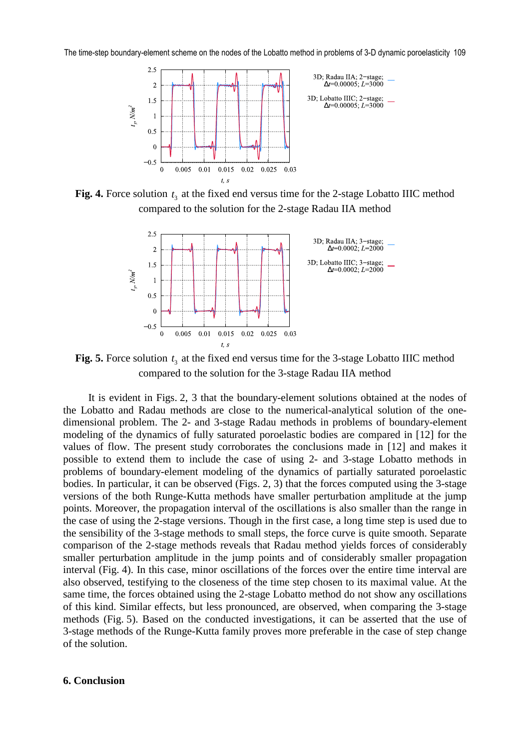**Fig. 4.** Force solution $t_3$ at the fixed end versus time for the 2-stage Lobatto IIIC method compared to the solution for the 2-stage Radau IIA method

**Fig. 5.** Force solution $t_3$ at the fixed end versus time for the 3-stage Lobatto IIIC method compared to the solution for the 3-stage Radau IIA method

It is evident in Figs. 2, 3 that the boundary-element solutions obtained at the nodes of the Lobatto and Radau methods are close to the numerical-analytical solution of the one-dimensional problem. The 2- and 3-stage Radau methods in problems of boundary-element modeling of the dynamics of fully saturated poroelastic bodies are compared in [12] for the values of flow. The present study corroborates the conclusions made in [12] and makes it possible to extend them to include the case of using 2- and 3-stage Lobatto methods in problems of boundary-element modeling of the dynamics of partially saturated poroelastic bodies. In particular, it can be observed (Figs. 2, 3) that the forces computed using the 3-stage versions of the both Runge-Kutta methods have smaller perturbation amplitude at the jump points. Moreover, the propagation interval of the oscillations is also smaller than the range in the case of using the 2-stage versions. Though in the first case, a long time step is used due to the sensibility of the 3-stage methods to small steps, the force curve is quite smooth. Separate comparison of the 2-stage methods reveals that Radau method yields forces of considerably smaller perturbation amplitude in the jump points and of considerably smaller propagation interval (Fig. 4). In this case, minor oscillations of the forces over the entire time interval are also observed, testifying to the closeness of the time step chosen to its maximal value. At the same time, the forces obtained using the 2-stage Lobatto method do not show any oscillations of this kind. Similar effects, but less pronounced, are observed, when comparing the 3-stage methods (Fig. 5). Based on the conducted investigations, it can be asserted that the use of 3-stage methods of the Runge-Kutta family proves more preferable in the case of step change of the solution.

## 6. Conclusion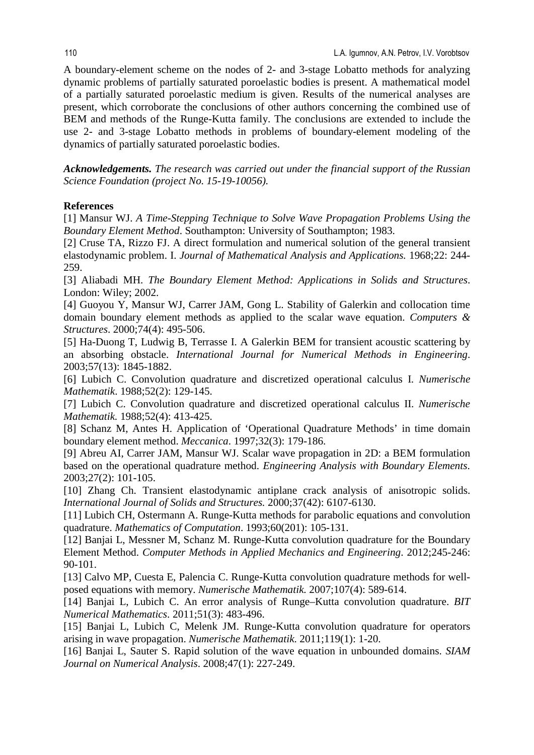A boundary-element scheme on the nodes of 2- and 3-stage Lobatto methods for analyzing dynamic problems of partially saturated poroelastic bodies is present. A mathematical model of a partially saturated poroelastic medium is given. Results of the numerical analyses are present, which corroborate the conclusions of other authors concerning the combined use of BEM and methods of the Runge-Kutta family. The conclusions are extended to include the use 2- and 3-stage Lobatto methods in problems of boundary-element modeling of the dynamics of partially saturated poroelastic bodies.

***Acknowledgements.*** *The research was carried out under the financial support of the Russian Science Foundation (project No. 15-19-10056).*

**References**

[1] Mansur WJ. *A Time-Stepping Technique to Solve Wave Propagation Problems Using the Boundary Element Method*. Southampton: University of Southampton; 1983.

[2] Cruse TA, Rizzo FJ. A direct formulation and numerical solution of the general transient elastodynamic problem. I. *Journal of Mathematical Analysis and Applications.* 1968;22: 244-259.

[3] Aliabadi MH. *The Boundary Element Method: Applications in Solids and Structures*. London: Wiley; 2002.

[4] Guoyou Y, Mansur WJ, Carrer JAM, Gong L. Stability of Galerkin and collocation time domain boundary element methods as applied to the scalar wave equation. *Computers & Structures*. 2000;74(4): 495-506.

[5] Ha-Duong T, Ludwig B, Terrasse I. A Galerkin BEM for transient acoustic scattering by an absorbing obstacle. *International Journal for Numerical Methods in Engineering*. 2003;57(13): 1845-1882.

[6] Lubich C. Convolution quadrature and discretized operational calculus I. *Numerische Mathematik*. 1988;52(2): 129-145.

[7] Lubich C. Convolution quadrature and discretized operational calculus II. *Numerische Mathematik.* 1988;52(4): 413-425.

[8] Schanz M, Antes H. Application of 'Operational Quadrature Methods' in time domain boundary element method. *Meccanica*. 1997;32(3): 179-186.

[9] Abreu AI, Carrer JAM, Mansur WJ. Scalar wave propagation in 2D: a BEM formulation based on the operational quadrature method. *Engineering Analysis with Boundary Elements*. 2003;27(2): 101-105.

[10] Zhang Ch. Transient elastodynamic antiplane crack analysis of anisotropic solids. *International Journal of Solids and Structures.* 2000;37(42): 6107-6130.

[11] Lubich CH, Ostermann A. Runge-Kutta methods for parabolic equations and convolution quadrature. *Mathematics of Computation*. 1993;60(201): 105-131.

[12] Banjai L, Messner M, Schanz M. Runge-Kutta convolution quadrature for the Boundary Element Method. *Computer Methods in Applied Mechanics and Engineering*. 2012;245-246: 90-101.

[13] Calvo MP, Cuesta E, Palencia C. Runge-Kutta convolution quadrature methods for well-posed equations with memory. *Numerische Mathematik.* 2007;107(4): 589-614.

[14] Banjai L, Lubich C. An error analysis of Runge–Kutta convolution quadrature. *BIT Numerical Mathematics*. 2011;51(3): 483-496.

[15] Banjai L, Lubich C, Melenk JM. Runge-Kutta convolution quadrature for operators arising in wave propagation. *Numerische Mathematik*. 2011;119(1): 1-20.

[16] Banjai L, Sauter S. Rapid solution of the wave equation in unbounded domains. *SIAM Journal on Numerical Analysis*. 2008;47(1): 227-249.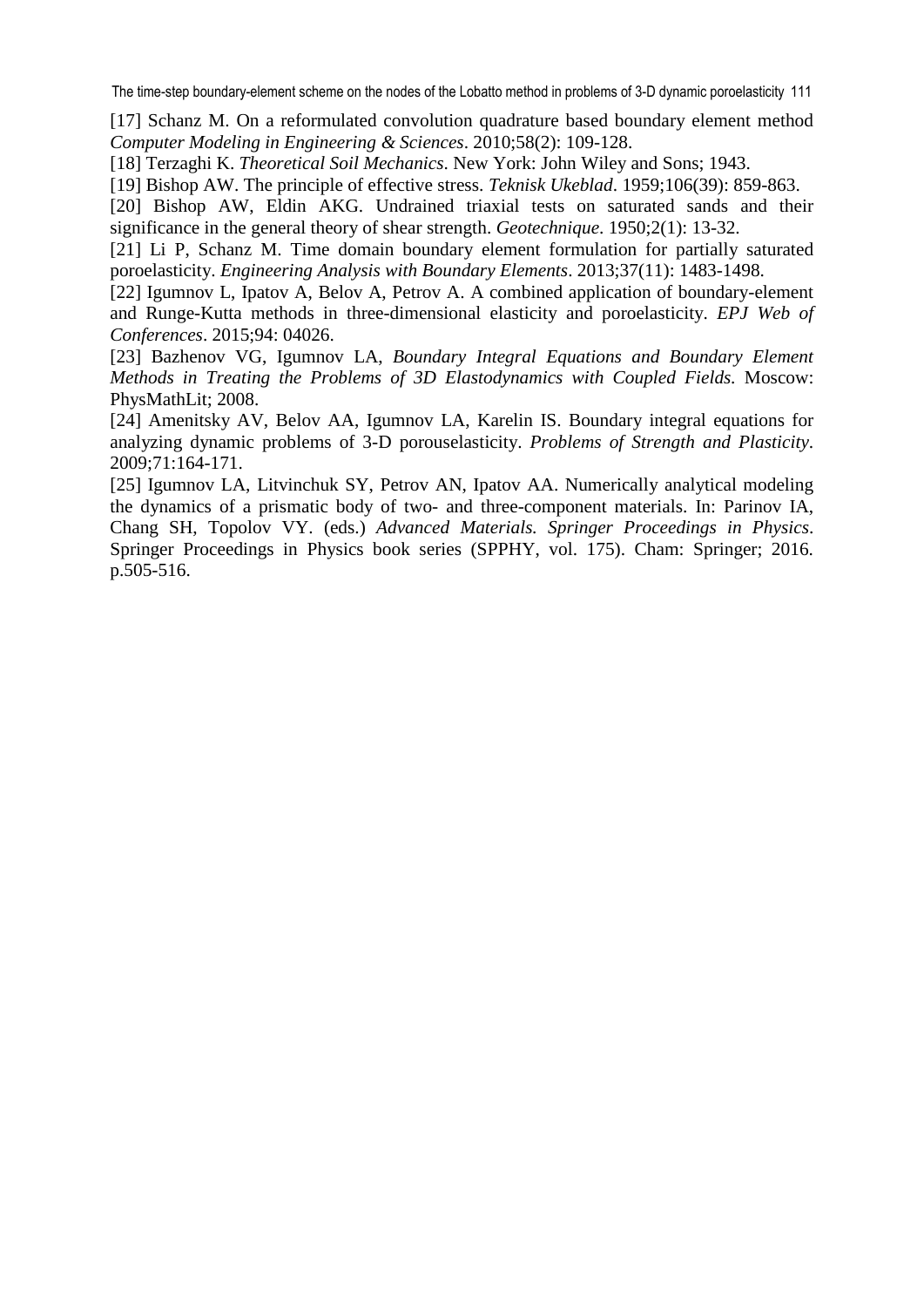[17] Schanz M. On a reformulated convolution quadrature based boundary element method *Computer Modeling in Engineering & Sciences*. 2010;58(2): 109-128.

[18] Terzaghi K. *Theoretical Soil Mechanics*. New York: John Wiley and Sons; 1943.

[19] Bishop AW. The principle of effective stress. *Teknisk Ukeblad*. 1959;106(39): 859-863.

[20] Bishop AW, Eldin AKG. Undrained triaxial tests on saturated sands and their significance in the general theory of shear strength. *Geotechnique*. 1950;2(1): 13-32.

[21] Li P, Schanz M. Time domain boundary element formulation for partially saturated poroelasticity. *Engineering Analysis with Boundary Elements*. 2013;37(11): 1483-1498.

[22] Igumnov L, Ipatov A, Belov A, Petrov A. A combined application of boundary-element and Runge-Kutta methods in three-dimensional elasticity and poroelasticity. *EPJ Web of Conferences*. 2015;94: 04026.

[23] Bazhenov VG, Igumnov LA, *Boundary Integral Equations and Boundary Element Methods in Treating the Problems of 3D Elastodynamics with Coupled Fields*. Moscow: PhysMathLit; 2008.

[24] Amenitsky AV, Belov AA, Igumnov LA, Karelin IS. Boundary integral equations for analyzing dynamic problems of 3-D porouselasticity. *Problems of Strength and Plasticity*. 2009;71:164-171.

[25] Igumnov LA, Litvinchuk SY, Petrov AN, Ipatov AA. Numerically analytical modeling the dynamics of a prismatic body of two- and three-component materials. In: Parinov IA, Chang SH, Topolov VY. (eds.) *Advanced Materials. Springer Proceedings in Physics*. Springer Proceedings in Physics book series (SPPHY, vol. 175). Cham: Springer; 2016. p.505-516.